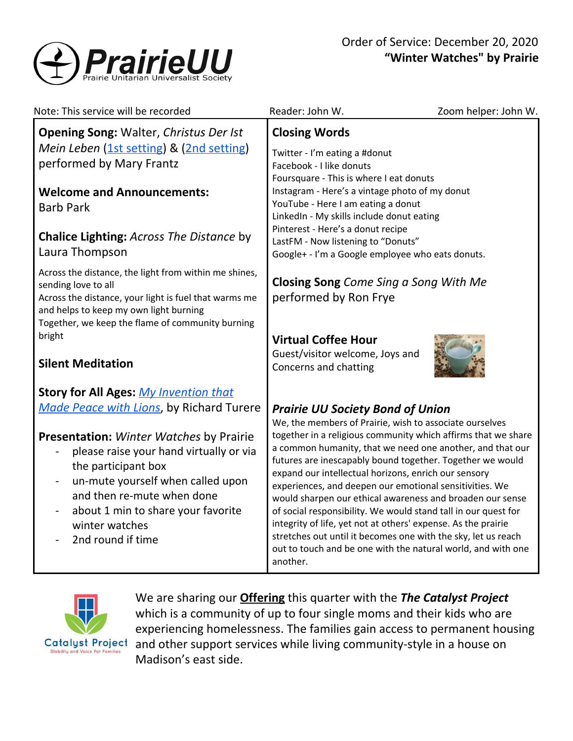**PrairieUU**
Prairie Unitarian Universalist Society

Order of Service: December 20, 2020
**"Winter Watches" by Prairie**

Note: This service will be recorded | Reader: John W. | Zoom helper: John W.

**Opening Song:** Walter, *Christus Der Ist Mein Leben* (1st setting) & (2nd setting) performed by Mary Frantz

**Welcome and Announcements:** Barb Park

**Chalice Lighting:** *Across The Distance* by Laura Thompson

Across the distance, the light from within me shines, sending love to all
Across the distance, your light is fuel that warms me and helps to keep my own light burning
Together, we keep the flame of community burning bright

**Silent Meditation**

**Story for All Ages:** *My Invention that Made Peace with Lions*, by Richard Turere

**Presentation:** *Winter Watches* by Prairie

- please raise your hand virtually or via the participant box
- un-mute yourself when called upon and then re-mute when done
- about 1 min to share your favorite winter watches
- 2nd round if time

**Closing Words**

Twitter - I'm eating a #donut
Facebook - I like donuts
Foursquare - This is where I eat donuts
Instagram - Here's a vintage photo of my donut
YouTube - Here I am eating a donut
LinkedIn - My skills include donut eating
Pinterest - Here's a donut recipe
LastFM - Now listening to "Donuts"
Google+ - I'm a Google employee who eats donuts.

**Closing Song** *Come Sing a Song With Me* performed by Ron Frye

**Virtual Coffee Hour**
Guest/visitor welcome, Joys and Concerns and chatting

***Prairie UU Society Bond of Union***

We, the members of Prairie, wish to associate ourselves together in a religious community which affirms that we share a common humanity, that we need one another, and that our futures are inescapably bound together. Together we would expand our intellectual horizons, enrich our sensory experiences, and deepen our emotional sensitivities. We would sharpen our ethical awareness and broaden our sense of social responsibility. We would stand tall in our quest for integrity of life, yet not at others' expense. As the prairie stretches out until it becomes one with the sky, let us reach out to touch and be one with the natural world, and with one another.

Catalyst Project
Stability and Voice For Families

We are sharing our **Offering** this quarter with the ***The Catalyst Project*** which is a community of up to four single moms and their kids who are experiencing homelessness. The families gain access to permanent housing and other support services while living community-style in a house on Madison's east side.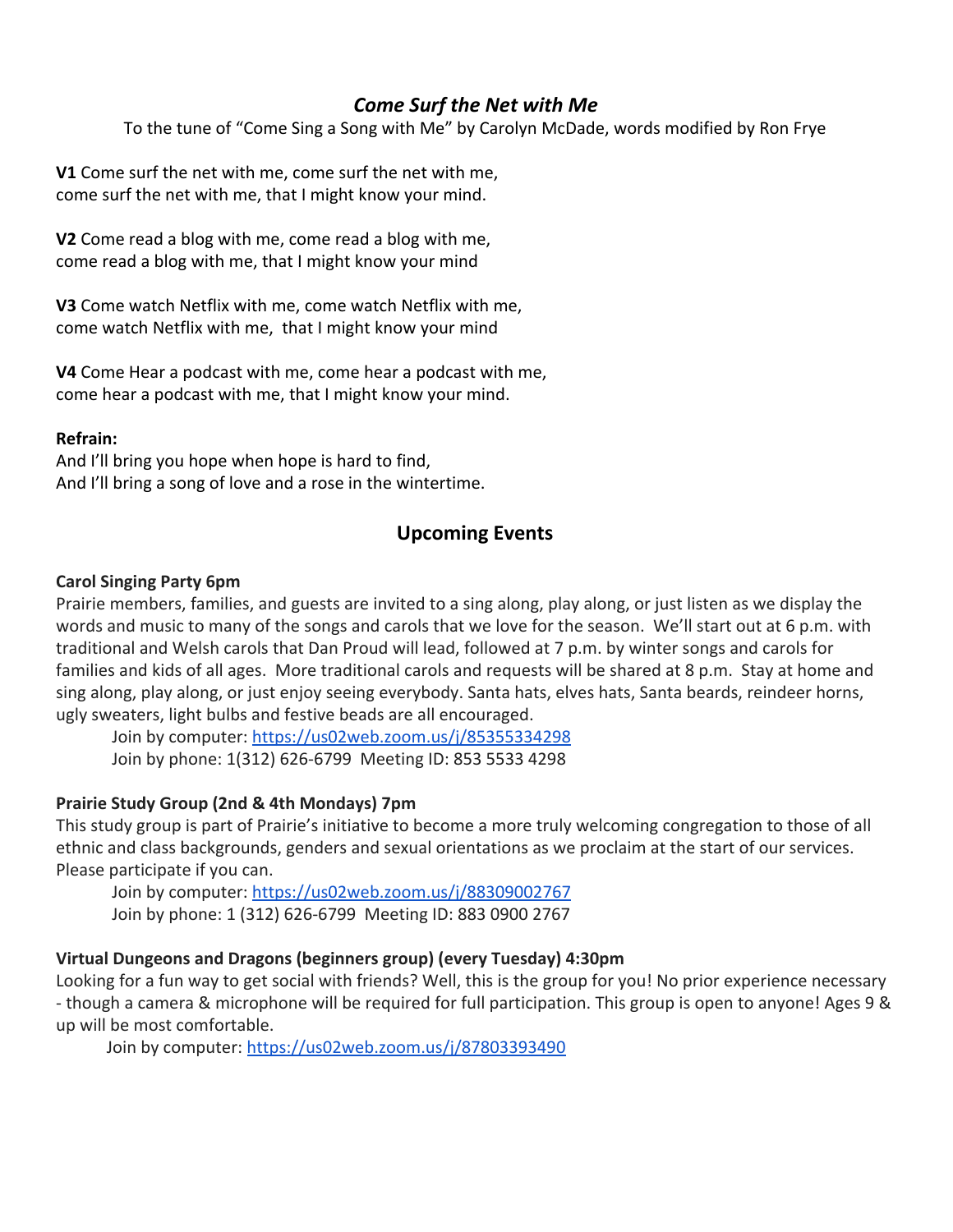## *Come Surf the Net with Me*

To the tune of "Come Sing a Song with Me" by Carolyn McDade, words modified by Ron Frye

**V1** Come surf the net with me, come surf the net with me,
come surf the net with me, that I might know your mind.

**V2** Come read a blog with me, come read a blog with me,
come read a blog with me, that I might know your mind

**V3** Come watch Netflix with me, come watch Netflix with me,
come watch Netflix with me, that I might know your mind

**V4** Come Hear a podcast with me, come hear a podcast with me,
come hear a podcast with me, that I might know your mind.

**Refrain:**
And I'll bring you hope when hope is hard to find,
And I'll bring a song of love and a rose in the wintertime.

## Upcoming Events

**Carol Singing Party 6pm**

Prairie members, families, and guests are invited to a sing along, play along, or just listen as we display the words and music to many of the songs and carols that we love for the season. We'll start out at 6 p.m. with traditional and Welsh carols that Dan Proud will lead, followed at 7 p.m. by winter songs and carols for families and kids of all ages. More traditional carols and requests will be shared at 8 p.m. Stay at home and sing along, play along, or just enjoy seeing everybody. Santa hats, elves hats, Santa beards, reindeer horns, ugly sweaters, light bulbs and festive beads are all encouraged.

Join by computer: https://us02web.zoom.us/j/85355334298
Join by phone: 1(312) 626-6799 Meeting ID: 853 5533 4298

**Prairie Study Group (2nd & 4th Mondays) 7pm**

This study group is part of Prairie's initiative to become a more truly welcoming congregation to those of all ethnic and class backgrounds, genders and sexual orientations as we proclaim at the start of our services. Please participate if you can.

Join by computer: https://us02web.zoom.us/j/88309002767
Join by phone: 1 (312) 626-6799 Meeting ID: 883 0900 2767

**Virtual Dungeons and Dragons (beginners group) (every Tuesday) 4:30pm**

Looking for a fun way to get social with friends? Well, this is the group for you! No prior experience necessary - though a camera & microphone will be required for full participation. This group is open to anyone! Ages 9 & up will be most comfortable.

Join by computer: https://us02web.zoom.us/j/87803393490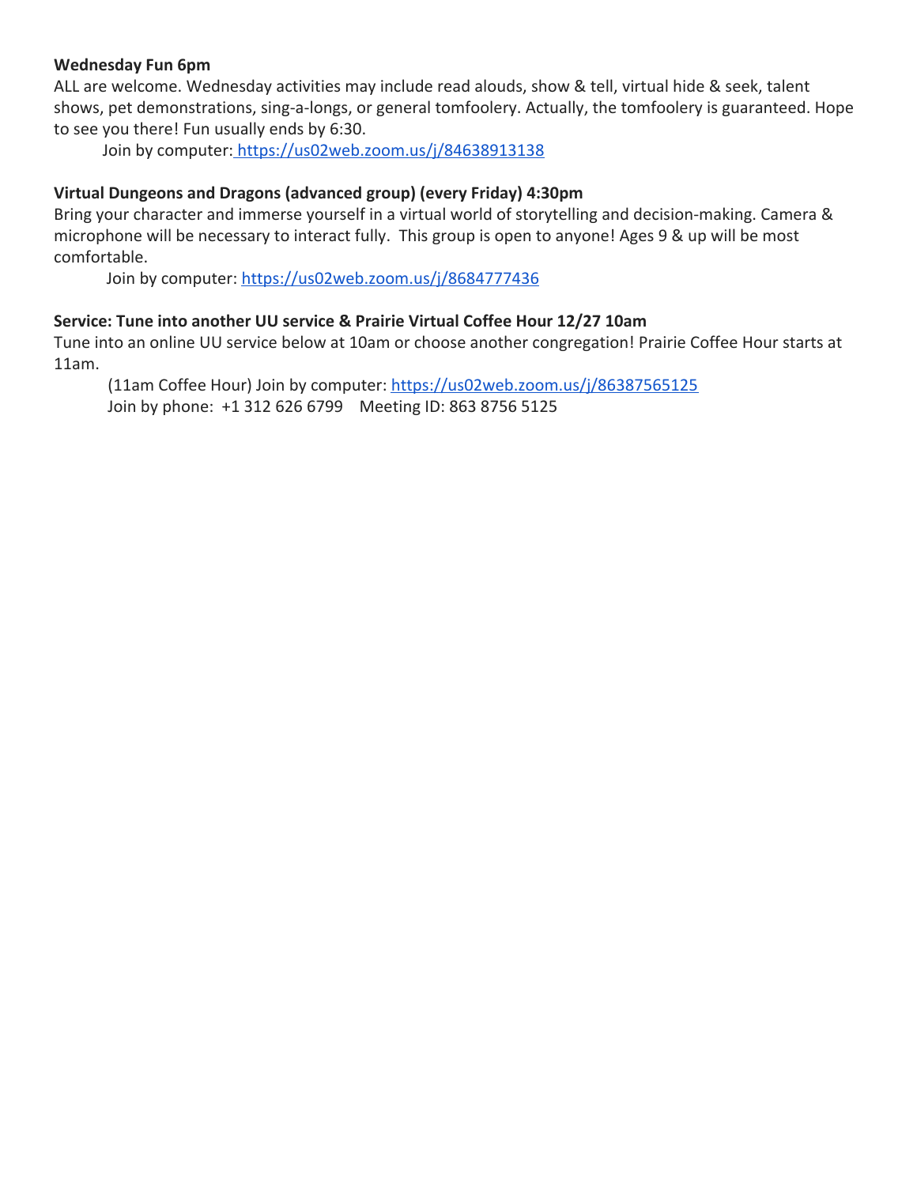**Wednesday Fun 6pm**

ALL are welcome. Wednesday activities may include read alouds, show & tell, virtual hide & seek, talent shows, pet demonstrations, sing-a-longs, or general tomfoolery. Actually, the tomfoolery is guaranteed. Hope to see you there! Fun usually ends by 6:30.

Join by computer: https://us02web.zoom.us/j/84638913138

**Virtual Dungeons and Dragons (advanced group) (every Friday) 4:30pm**

Bring your character and immerse yourself in a virtual world of storytelling and decision-making. Camera & microphone will be necessary to interact fully. This group is open to anyone! Ages 9 & up will be most comfortable.

Join by computer: https://us02web.zoom.us/j/8684777436

**Service: Tune into another UU service & Prairie Virtual Coffee Hour 12/27 10am**

Tune into an online UU service below at 10am or choose another congregation! Prairie Coffee Hour starts at 11am.

(11am Coffee Hour) Join by computer: https://us02web.zoom.us/j/86387565125

Join by phone: +1 312 626 6799 Meeting ID: 863 8756 5125